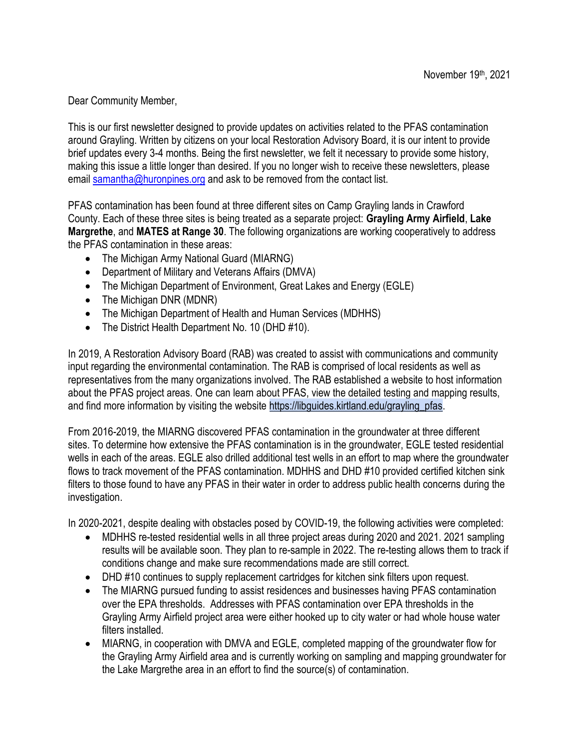November 19th, 2021

Dear Community Member,

This is our first newsletter designed to provide updates on activities related to the PFAS contamination around Grayling. Written by citizens on your local Restoration Advisory Board, it is our intent to provide brief updates every 3-4 months. Being the first newsletter, we felt it necessary to provide some history, making this issue a little longer than desired. If you no longer wish to receive these newsletters, please email samantha@huronpines.org and ask to be removed from the contact list.

PFAS contamination has been found at three different sites on Camp Grayling lands in Crawford County. Each of these three sites is being treated as a separate project: **Grayling Army Airfield**, **Lake Margrethe**, and **MATES at Range 30**. The following organizations are working cooperatively to address the PFAS contamination in these areas:

- The Michigan Army National Guard (MIARNG)
- Department of Military and Veterans Affairs (DMVA)
- The Michigan Department of Environment, Great Lakes and Energy (EGLE)
- The Michigan DNR (MDNR)
- The Michigan Department of Health and Human Services (MDHHS)
- The District Health Department No. 10 (DHD #10).

In 2019, A Restoration Advisory Board (RAB) was created to assist with communications and community input regarding the environmental contamination. The RAB is comprised of local residents as well as representatives from the many organizations involved. The RAB established a website to host information about the PFAS project areas. One can learn about PFAS, view the detailed testing and mapping results, and find more information by visiting the website https://libguides.kirtland.edu/grayling_pfas.

From 2016-2019, the MIARNG discovered PFAS contamination in the groundwater at three different sites. To determine how extensive the PFAS contamination is in the groundwater, EGLE tested residential wells in each of the areas. EGLE also drilled additional test wells in an effort to map where the groundwater flows to track movement of the PFAS contamination. MDHHS and DHD #10 provided certified kitchen sink filters to those found to have any PFAS in their water in order to address public health concerns during the investigation.

In 2020-2021, despite dealing with obstacles posed by COVID-19, the following activities were completed:

- MDHHS re-tested residential wells in all three project areas during 2020 and 2021. 2021 sampling results will be available soon. They plan to re-sample in 2022. The re-testing allows them to track if conditions change and make sure recommendations made are still correct.
- DHD #10 continues to supply replacement cartridges for kitchen sink filters upon request.
- The MIARNG pursued funding to assist residences and businesses having PFAS contamination over the EPA thresholds. Addresses with PFAS contamination over EPA thresholds in the Grayling Army Airfield project area were either hooked up to city water or had whole house water filters installed.
- MIARNG, in cooperation with DMVA and EGLE, completed mapping of the groundwater flow for the Grayling Army Airfield area and is currently working on sampling and mapping groundwater for the Lake Margrethe area in an effort to find the source(s) of contamination.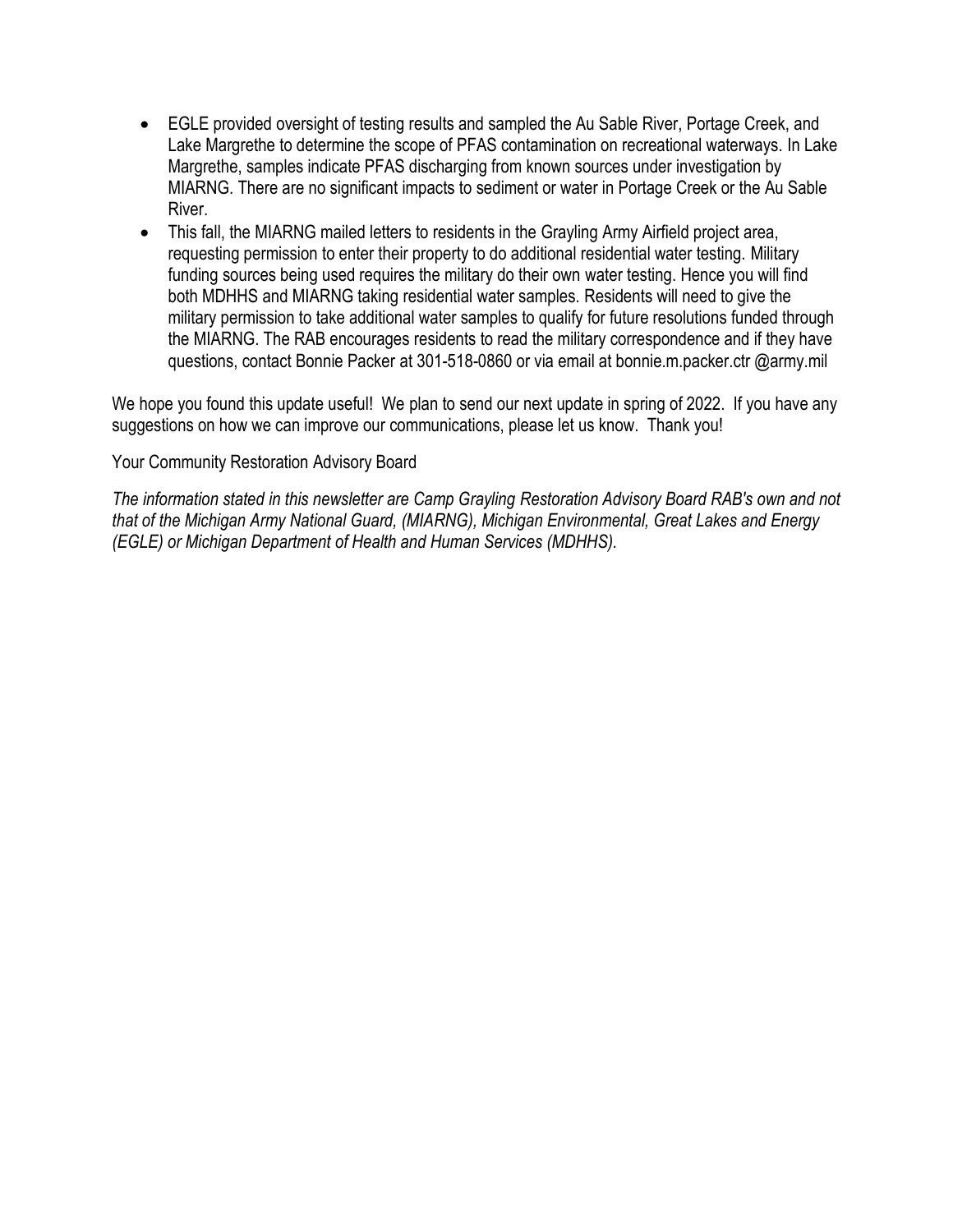- EGLE provided oversight of testing results and sampled the Au Sable River, Portage Creek, and Lake Margrethe to determine the scope of PFAS contamination on recreational waterways. In Lake Margrethe, samples indicate PFAS discharging from known sources under investigation by MIARNG. There are no significant impacts to sediment or water in Portage Creek or the Au Sable River.
- This fall, the MIARNG mailed letters to residents in the Grayling Army Airfield project area, requesting permission to enter their property to do additional residential water testing. Military funding sources being used requires the military do their own water testing. Hence you will find both MDHHS and MIARNG taking residential water samples. Residents will need to give the military permission to take additional water samples to qualify for future resolutions funded through the MIARNG. The RAB encourages residents to read the military correspondence and if they have questions, contact Bonnie Packer at 301-518-0860 or via email at bonnie.m.packer.ctr @army.mil

We hope you found this update useful! We plan to send our next update in spring of 2022. If you have any suggestions on how we can improve our communications, please let us know. Thank you!

Your Community Restoration Advisory Board

*The information stated in this newsletter are Camp Grayling Restoration Advisory Board RAB's own and not that of the Michigan Army National Guard, (MIARNG), Michigan Environmental, Great Lakes and Energy (EGLE) or Michigan Department of Health and Human Services (MDHHS).*